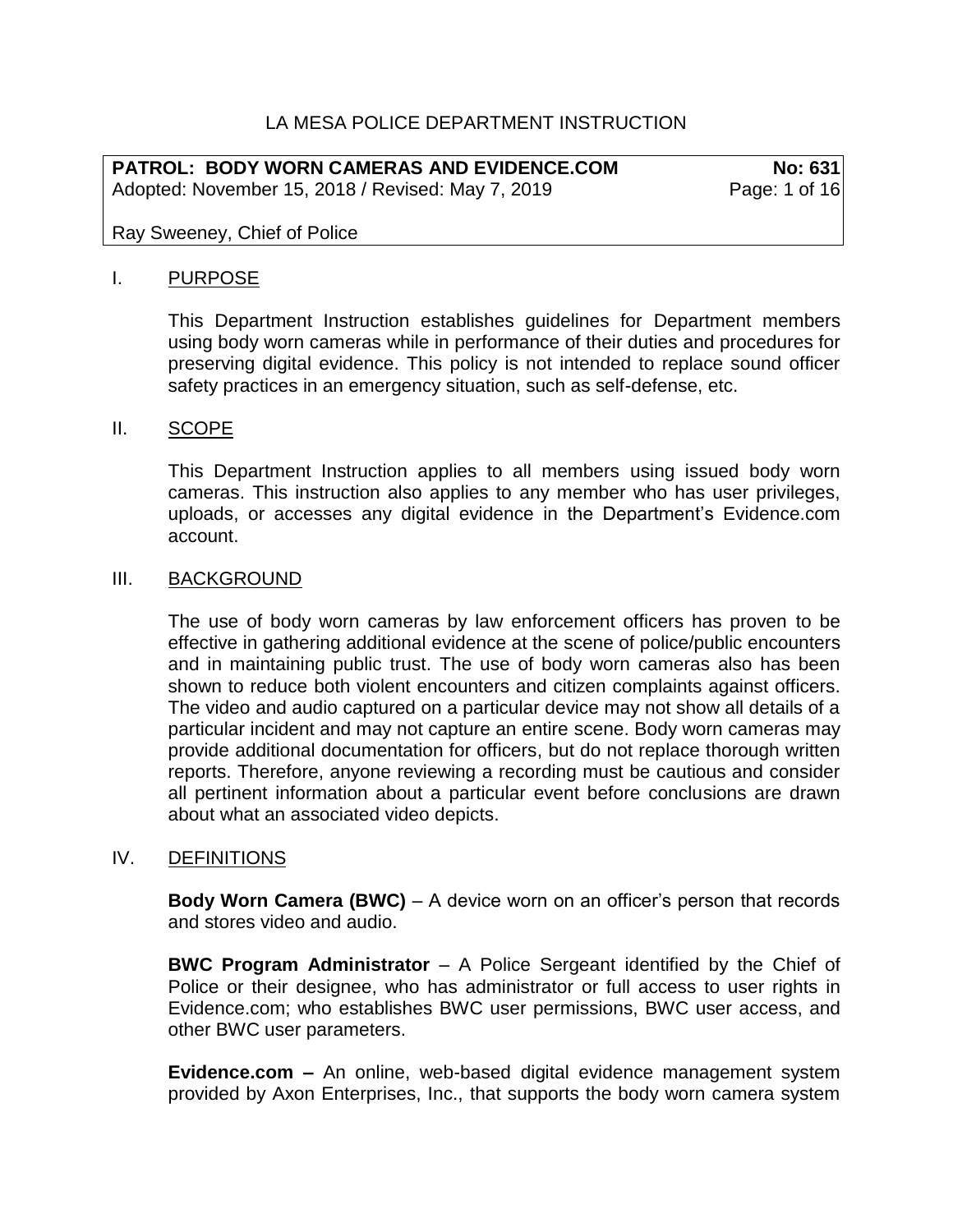LA MESA POLICE DEPARTMENT INSTRUCTION

**PATROL: BODY WORN CAMERAS AND EVIDENCE.COM** **No: 631**
Adopted: November 15, 2018 / Revised: May 7, 2019

Ray Sweeney, Chief of Police

## I. PURPOSE

This Department Instruction establishes guidelines for Department members using body worn cameras while in performance of their duties and procedures for preserving digital evidence. This policy is not intended to replace sound officer safety practices in an emergency situation, such as self-defense, etc.

## II. SCOPE

This Department Instruction applies to all members using issued body worn cameras. This instruction also applies to any member who has user privileges, uploads, or accesses any digital evidence in the Department's Evidence.com account.

## III. BACKGROUND

The use of body worn cameras by law enforcement officers has proven to be effective in gathering additional evidence at the scene of police/public encounters and in maintaining public trust. The use of body worn cameras also has been shown to reduce both violent encounters and citizen complaints against officers. The video and audio captured on a particular device may not show all details of a particular incident and may not capture an entire scene. Body worn cameras may provide additional documentation for officers, but do not replace thorough written reports. Therefore, anyone reviewing a recording must be cautious and consider all pertinent information about a particular event before conclusions are drawn about what an associated video depicts.

## IV. DEFINITIONS

**Body Worn Camera (BWC)** – A device worn on an officer's person that records and stores video and audio.

**BWC Program Administrator** – A Police Sergeant identified by the Chief of Police or their designee, who has administrator or full access to user rights in Evidence.com; who establishes BWC user permissions, BWC user access, and other BWC user parameters.

**Evidence.com –** An online, web-based digital evidence management system provided by Axon Enterprises, Inc., that supports the body worn camera system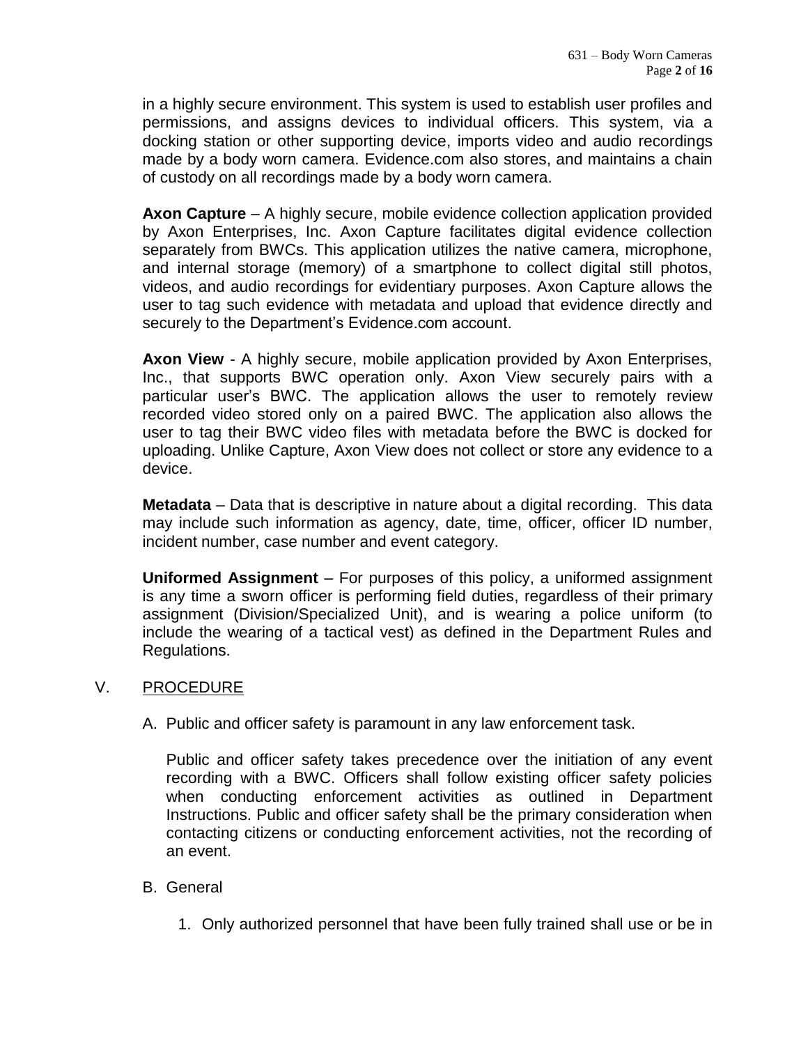in a highly secure environment. This system is used to establish user profiles and permissions, and assigns devices to individual officers. This system, via a docking station or other supporting device, imports video and audio recordings made by a body worn camera. Evidence.com also stores, and maintains a chain of custody on all recordings made by a body worn camera.

**Axon Capture** – A highly secure, mobile evidence collection application provided by Axon Enterprises, Inc. Axon Capture facilitates digital evidence collection separately from BWCs. This application utilizes the native camera, microphone, and internal storage (memory) of a smartphone to collect digital still photos, videos, and audio recordings for evidentiary purposes. Axon Capture allows the user to tag such evidence with metadata and upload that evidence directly and securely to the Department's Evidence.com account.

**Axon View** - A highly secure, mobile application provided by Axon Enterprises, Inc., that supports BWC operation only. Axon View securely pairs with a particular user's BWC. The application allows the user to remotely review recorded video stored only on a paired BWC. The application also allows the user to tag their BWC video files with metadata before the BWC is docked for uploading. Unlike Capture, Axon View does not collect or store any evidence to a device.

**Metadata** – Data that is descriptive in nature about a digital recording. This data may include such information as agency, date, time, officer, officer ID number, incident number, case number and event category.

**Uniformed Assignment** – For purposes of this policy, a uniformed assignment is any time a sworn officer is performing field duties, regardless of their primary assignment (Division/Specialized Unit), and is wearing a police uniform (to include the wearing of a tactical vest) as defined in the Department Rules and Regulations.

## V. PROCEDURE

A. Public and officer safety is paramount in any law enforcement task.

   Public and officer safety takes precedence over the initiation of any event recording with a BWC. Officers shall follow existing officer safety policies when conducting enforcement activities as outlined in Department Instructions. Public and officer safety shall be the primary consideration when contacting citizens or conducting enforcement activities, not the recording of an event.

B. General

   1. Only authorized personnel that have been fully trained shall use or be in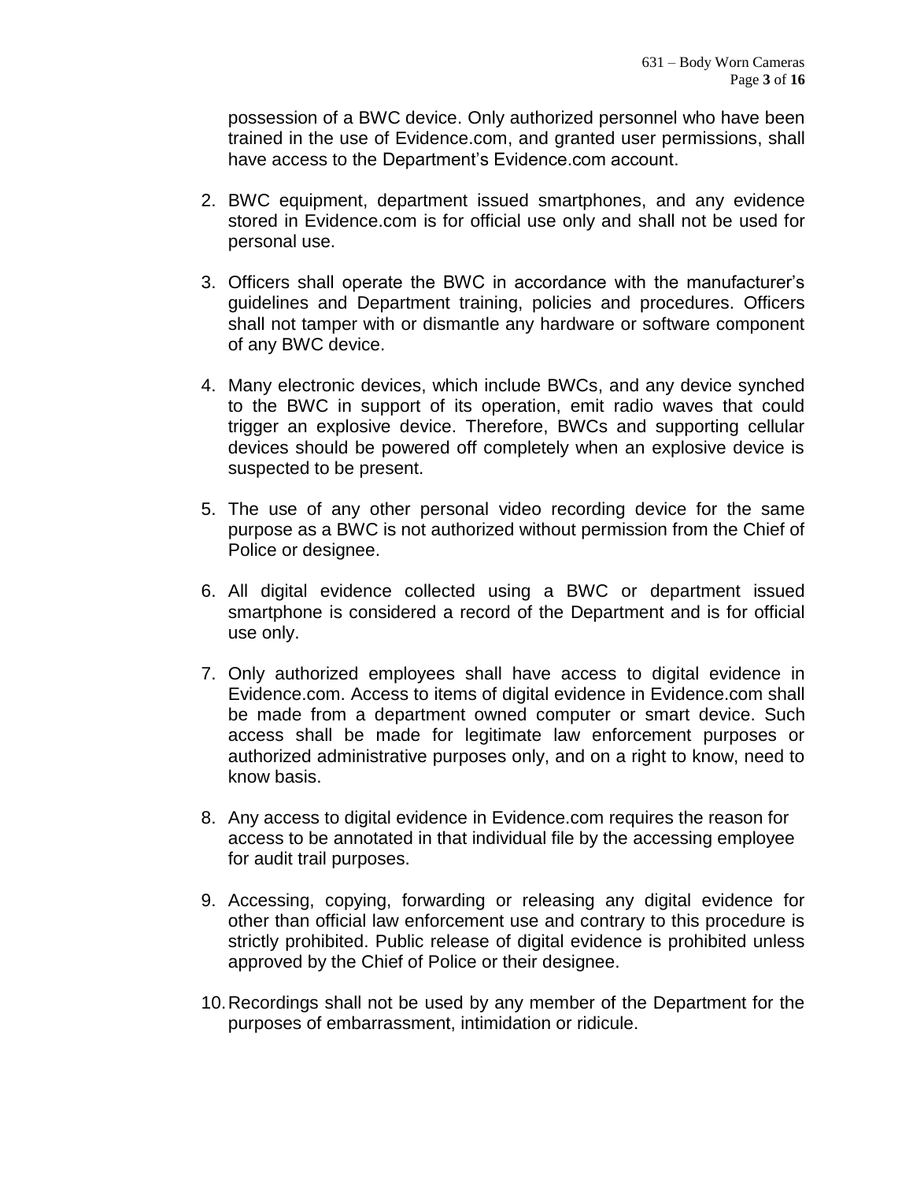possession of a BWC device. Only authorized personnel who have been trained in the use of Evidence.com, and granted user permissions, shall have access to the Department's Evidence.com account.

2. BWC equipment, department issued smartphones, and any evidence stored in Evidence.com is for official use only and shall not be used for personal use.

3. Officers shall operate the BWC in accordance with the manufacturer's guidelines and Department training, policies and procedures. Officers shall not tamper with or dismantle any hardware or software component of any BWC device.

4. Many electronic devices, which include BWCs, and any device synched to the BWC in support of its operation, emit radio waves that could trigger an explosive device. Therefore, BWCs and supporting cellular devices should be powered off completely when an explosive device is suspected to be present.

5. The use of any other personal video recording device for the same purpose as a BWC is not authorized without permission from the Chief of Police or designee.

6. All digital evidence collected using a BWC or department issued smartphone is considered a record of the Department and is for official use only.

7. Only authorized employees shall have access to digital evidence in Evidence.com. Access to items of digital evidence in Evidence.com shall be made from a department owned computer or smart device. Such access shall be made for legitimate law enforcement purposes or authorized administrative purposes only, and on a right to know, need to know basis.

8. Any access to digital evidence in Evidence.com requires the reason for access to be annotated in that individual file by the accessing employee for audit trail purposes.

9. Accessing, copying, forwarding or releasing any digital evidence for other than official law enforcement use and contrary to this procedure is strictly prohibited. Public release of digital evidence is prohibited unless approved by the Chief of Police or their designee.

10. Recordings shall not be used by any member of the Department for the purposes of embarrassment, intimidation or ridicule.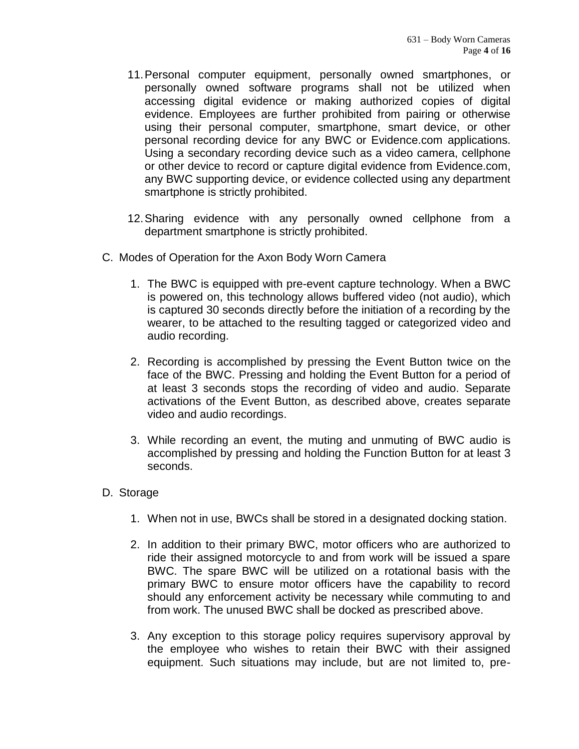11. Personal computer equipment, personally owned smartphones, or personally owned software programs shall not be utilized when accessing digital evidence or making authorized copies of digital evidence. Employees are further prohibited from pairing or otherwise using their personal computer, smartphone, smart device, or other personal recording device for any BWC or Evidence.com applications. Using a secondary recording device such as a video camera, cellphone or other device to record or capture digital evidence from Evidence.com, any BWC supporting device, or evidence collected using any department smartphone is strictly prohibited.

12. Sharing evidence with any personally owned cellphone from a department smartphone is strictly prohibited.

C. Modes of Operation for the Axon Body Worn Camera

1. The BWC is equipped with pre-event capture technology. When a BWC is powered on, this technology allows buffered video (not audio), which is captured 30 seconds directly before the initiation of a recording by the wearer, to be attached to the resulting tagged or categorized video and audio recording.

2. Recording is accomplished by pressing the Event Button twice on the face of the BWC. Pressing and holding the Event Button for a period of at least 3 seconds stops the recording of video and audio. Separate activations of the Event Button, as described above, creates separate video and audio recordings.

3. While recording an event, the muting and unmuting of BWC audio is accomplished by pressing and holding the Function Button for at least 3 seconds.

D. Storage

1. When not in use, BWCs shall be stored in a designated docking station.

2. In addition to their primary BWC, motor officers who are authorized to ride their assigned motorcycle to and from work will be issued a spare BWC. The spare BWC will be utilized on a rotational basis with the primary BWC to ensure motor officers have the capability to record should any enforcement activity be necessary while commuting to and from work. The unused BWC shall be docked as prescribed above.

3. Any exception to this storage policy requires supervisory approval by the employee who wishes to retain their BWC with their assigned equipment. Such situations may include, but are not limited to, pre-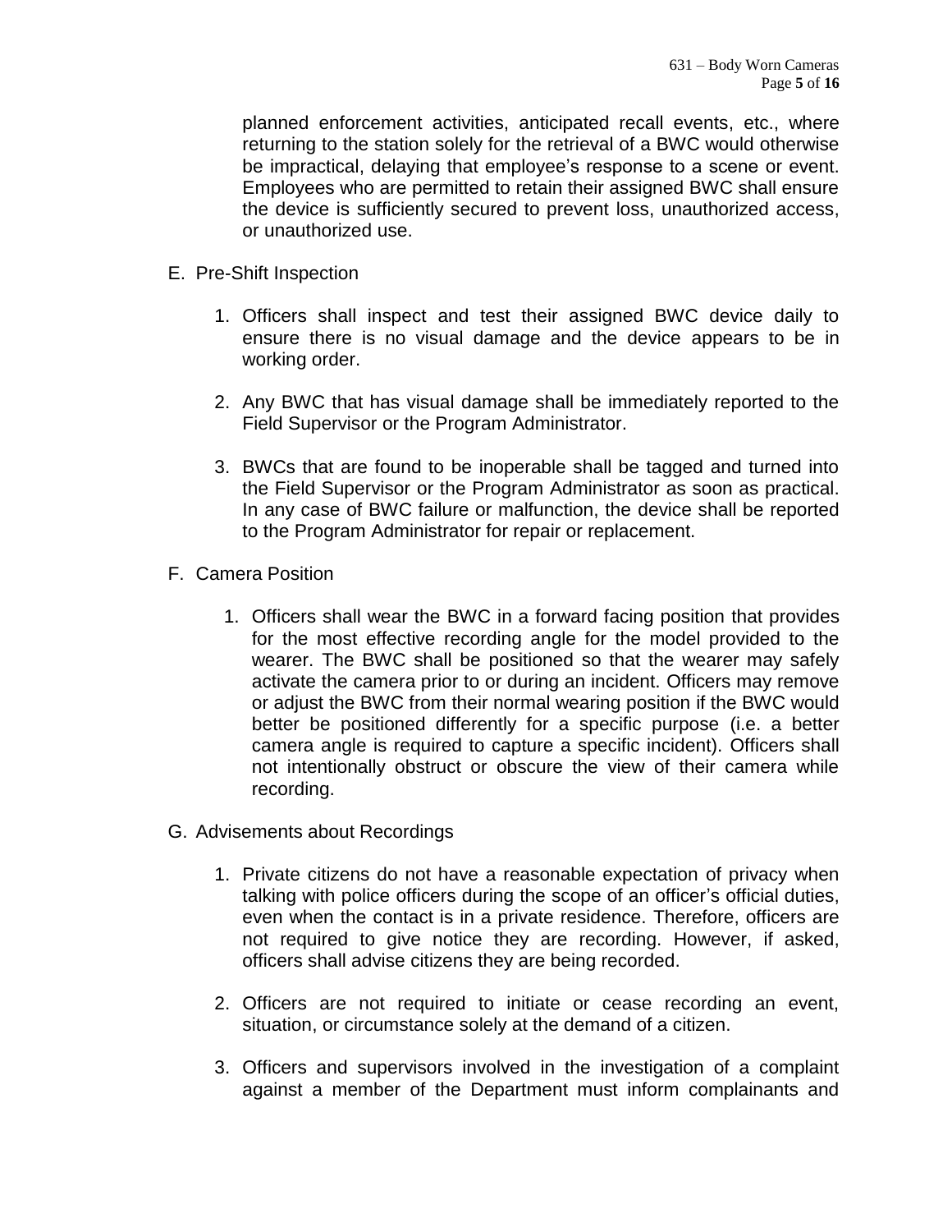planned enforcement activities, anticipated recall events, etc., where returning to the station solely for the retrieval of a BWC would otherwise be impractical, delaying that employee's response to a scene or event. Employees who are permitted to retain their assigned BWC shall ensure the device is sufficiently secured to prevent loss, unauthorized access, or unauthorized use.

E. Pre-Shift Inspection

   1. Officers shall inspect and test their assigned BWC device daily to ensure there is no visual damage and the device appears to be in working order.

   2. Any BWC that has visual damage shall be immediately reported to the Field Supervisor or the Program Administrator.

   3. BWCs that are found to be inoperable shall be tagged and turned into the Field Supervisor or the Program Administrator as soon as practical. In any case of BWC failure or malfunction, the device shall be reported to the Program Administrator for repair or replacement.

F. Camera Position

   1. Officers shall wear the BWC in a forward facing position that provides for the most effective recording angle for the model provided to the wearer. The BWC shall be positioned so that the wearer may safely activate the camera prior to or during an incident. Officers may remove or adjust the BWC from their normal wearing position if the BWC would better be positioned differently for a specific purpose (i.e. a better camera angle is required to capture a specific incident). Officers shall not intentionally obstruct or obscure the view of their camera while recording.

G. Advisements about Recordings

   1. Private citizens do not have a reasonable expectation of privacy when talking with police officers during the scope of an officer's official duties, even when the contact is in a private residence. Therefore, officers are not required to give notice they are recording. However, if asked, officers shall advise citizens they are being recorded.

   2. Officers are not required to initiate or cease recording an event, situation, or circumstance solely at the demand of a citizen.

   3. Officers and supervisors involved in the investigation of a complaint against a member of the Department must inform complainants and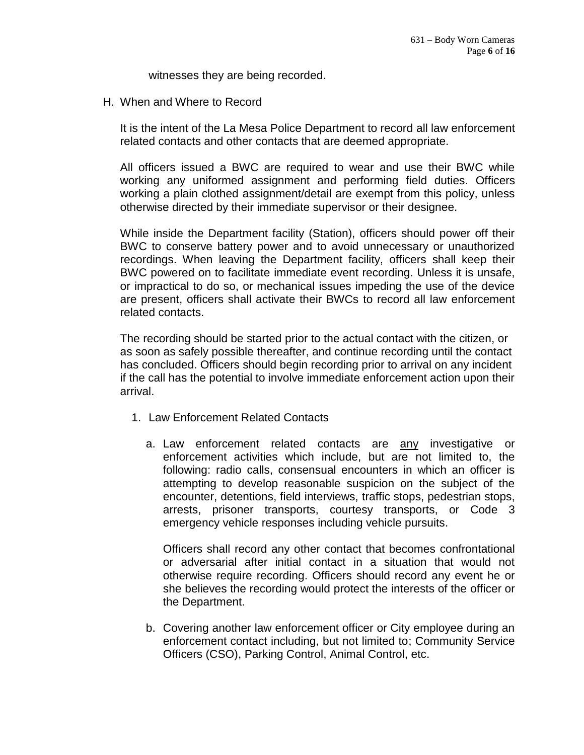witnesses they are being recorded.

H. When and Where to Record

It is the intent of the La Mesa Police Department to record all law enforcement related contacts and other contacts that are deemed appropriate.

All officers issued a BWC are required to wear and use their BWC while working any uniformed assignment and performing field duties. Officers working a plain clothed assignment/detail are exempt from this policy, unless otherwise directed by their immediate supervisor or their designee.

While inside the Department facility (Station), officers should power off their BWC to conserve battery power and to avoid unnecessary or unauthorized recordings. When leaving the Department facility, officers shall keep their BWC powered on to facilitate immediate event recording. Unless it is unsafe, or impractical to do so, or mechanical issues impeding the use of the device are present, officers shall activate their BWCs to record all law enforcement related contacts.

The recording should be started prior to the actual contact with the citizen, or as soon as safely possible thereafter, and continue recording until the contact has concluded. Officers should begin recording prior to arrival on any incident if the call has the potential to involve immediate enforcement action upon their arrival.

1. Law Enforcement Related Contacts

   a. Law enforcement related contacts are <u>any</u> investigative or enforcement activities which include, but are not limited to, the following: radio calls, consensual encounters in which an officer is attempting to develop reasonable suspicion on the subject of the encounter, detentions, field interviews, traffic stops, pedestrian stops, arrests, prisoner transports, courtesy transports, or Code 3 emergency vehicle responses including vehicle pursuits.

      Officers shall record any other contact that becomes confrontational or adversarial after initial contact in a situation that would not otherwise require recording. Officers should record any event he or she believes the recording would protect the interests of the officer or the Department.

   b. Covering another law enforcement officer or City employee during an enforcement contact including, but not limited to; Community Service Officers (CSO), Parking Control, Animal Control, etc.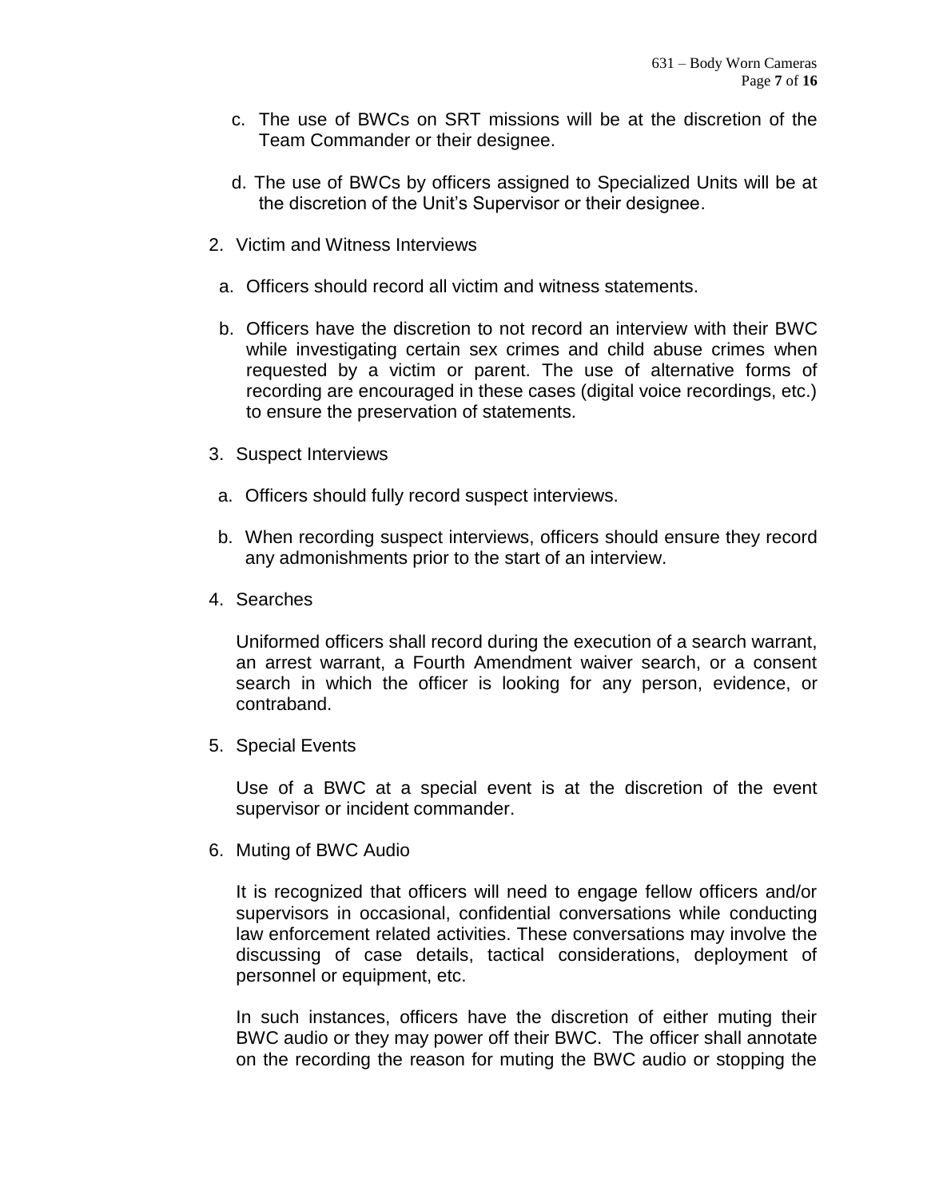c. The use of BWCs on SRT missions will be at the discretion of the Team Commander or their designee.

d. The use of BWCs by officers assigned to Specialized Units will be at the discretion of the Unit's Supervisor or their designee.

2. Victim and Witness Interviews

   a. Officers should record all victim and witness statements.

   b. Officers have the discretion to not record an interview with their BWC while investigating certain sex crimes and child abuse crimes when requested by a victim or parent. The use of alternative forms of recording are encouraged in these cases (digital voice recordings, etc.) to ensure the preservation of statements.

3. Suspect Interviews

   a. Officers should fully record suspect interviews.

   b. When recording suspect interviews, officers should ensure they record any admonishments prior to the start of an interview.

4. Searches

   Uniformed officers shall record during the execution of a search warrant, an arrest warrant, a Fourth Amendment waiver search, or a consent search in which the officer is looking for any person, evidence, or contraband.

5. Special Events

   Use of a BWC at a special event is at the discretion of the event supervisor or incident commander.

6. Muting of BWC Audio

   It is recognized that officers will need to engage fellow officers and/or supervisors in occasional, confidential conversations while conducting law enforcement related activities. These conversations may involve the discussing of case details, tactical considerations, deployment of personnel or equipment, etc.

   In such instances, officers have the discretion of either muting their BWC audio or they may power off their BWC. The officer shall annotate on the recording the reason for muting the BWC audio or stopping the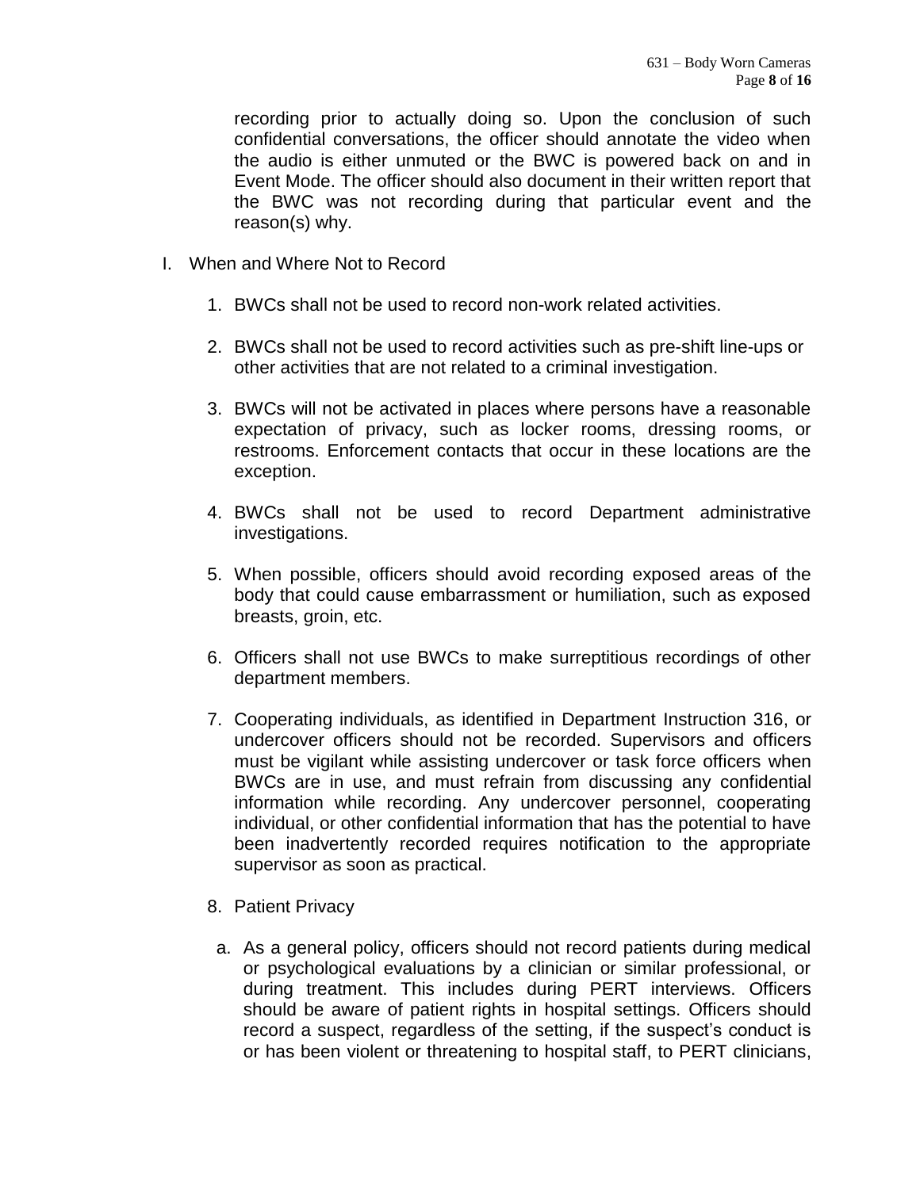recording prior to actually doing so. Upon the conclusion of such confidential conversations, the officer should annotate the video when the audio is either unmuted or the BWC is powered back on and in Event Mode. The officer should also document in their written report that the BWC was not recording during that particular event and the reason(s) why.

I. When and Where Not to Record

   1. BWCs shall not be used to record non-work related activities.

   2. BWCs shall not be used to record activities such as pre-shift line-ups or other activities that are not related to a criminal investigation.

   3. BWCs will not be activated in places where persons have a reasonable expectation of privacy, such as locker rooms, dressing rooms, or restrooms. Enforcement contacts that occur in these locations are the exception.

   4. BWCs shall not be used to record Department administrative investigations.

   5. When possible, officers should avoid recording exposed areas of the body that could cause embarrassment or humiliation, such as exposed breasts, groin, etc.

   6. Officers shall not use BWCs to make surreptitious recordings of other department members.

   7. Cooperating individuals, as identified in Department Instruction 316, or undercover officers should not be recorded. Supervisors and officers must be vigilant while assisting undercover or task force officers when BWCs are in use, and must refrain from discussing any confidential information while recording. Any undercover personnel, cooperating individual, or other confidential information that has the potential to have been inadvertently recorded requires notification to the appropriate supervisor as soon as practical.

   8. Patient Privacy

      a. As a general policy, officers should not record patients during medical or psychological evaluations by a clinician or similar professional, or during treatment. This includes during PERT interviews. Officers should be aware of patient rights in hospital settings. Officers should record a suspect, regardless of the setting, if the suspect's conduct is or has been violent or threatening to hospital staff, to PERT clinicians,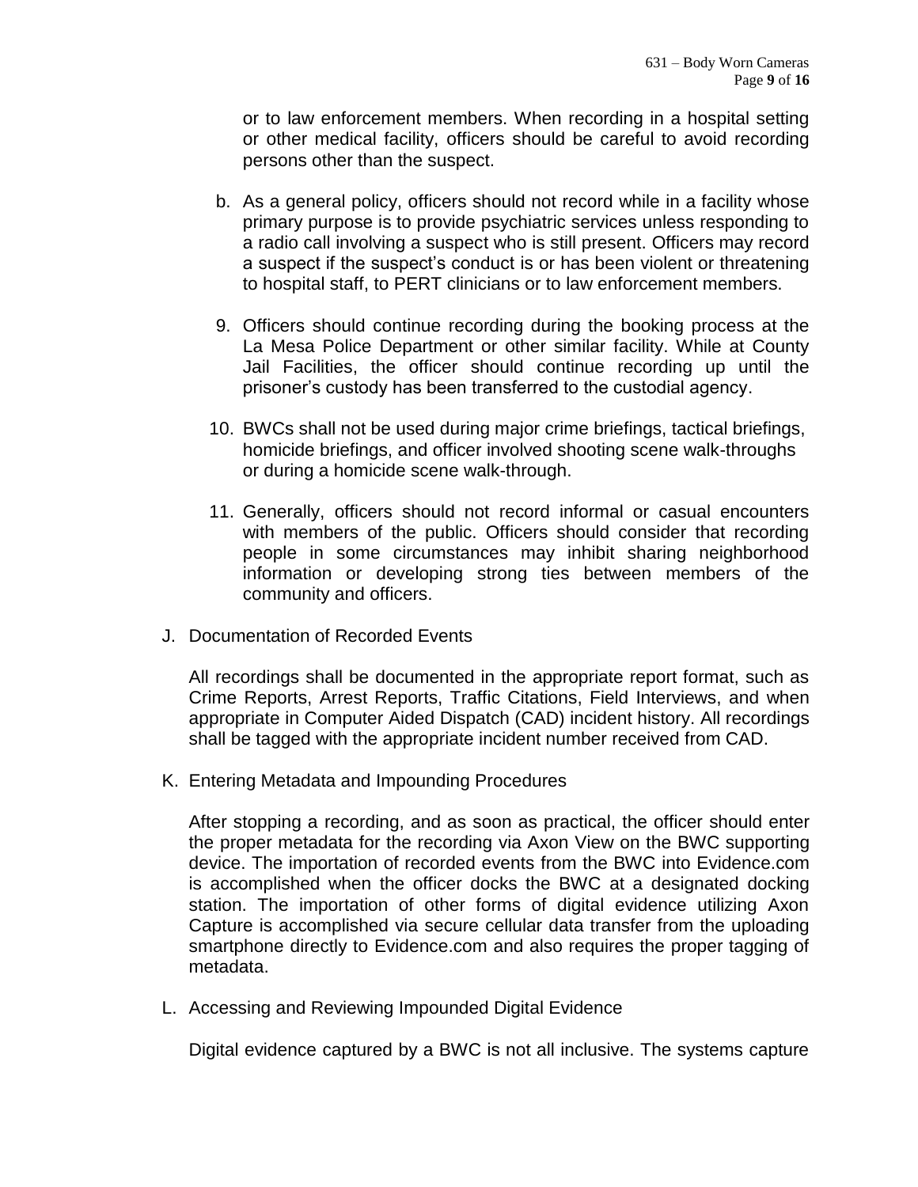or to law enforcement members. When recording in a hospital setting or other medical facility, officers should be careful to avoid recording persons other than the suspect.

b. As a general policy, officers should not record while in a facility whose primary purpose is to provide psychiatric services unless responding to a radio call involving a suspect who is still present. Officers may record a suspect if the suspect's conduct is or has been violent or threatening to hospital staff, to PERT clinicians or to law enforcement members.

9. Officers should continue recording during the booking process at the La Mesa Police Department or other similar facility. While at County Jail Facilities, the officer should continue recording up until the prisoner's custody has been transferred to the custodial agency.

10. BWCs shall not be used during major crime briefings, tactical briefings, homicide briefings, and officer involved shooting scene walk-throughs or during a homicide scene walk-through.

11. Generally, officers should not record informal or casual encounters with members of the public. Officers should consider that recording people in some circumstances may inhibit sharing neighborhood information or developing strong ties between members of the community and officers.

J. Documentation of Recorded Events

All recordings shall be documented in the appropriate report format, such as Crime Reports, Arrest Reports, Traffic Citations, Field Interviews, and when appropriate in Computer Aided Dispatch (CAD) incident history. All recordings shall be tagged with the appropriate incident number received from CAD.

K. Entering Metadata and Impounding Procedures

After stopping a recording, and as soon as practical, the officer should enter the proper metadata for the recording via Axon View on the BWC supporting device. The importation of recorded events from the BWC into Evidence.com is accomplished when the officer docks the BWC at a designated docking station. The importation of other forms of digital evidence utilizing Axon Capture is accomplished via secure cellular data transfer from the uploading smartphone directly to Evidence.com and also requires the proper tagging of metadata.

L. Accessing and Reviewing Impounded Digital Evidence

Digital evidence captured by a BWC is not all inclusive. The systems capture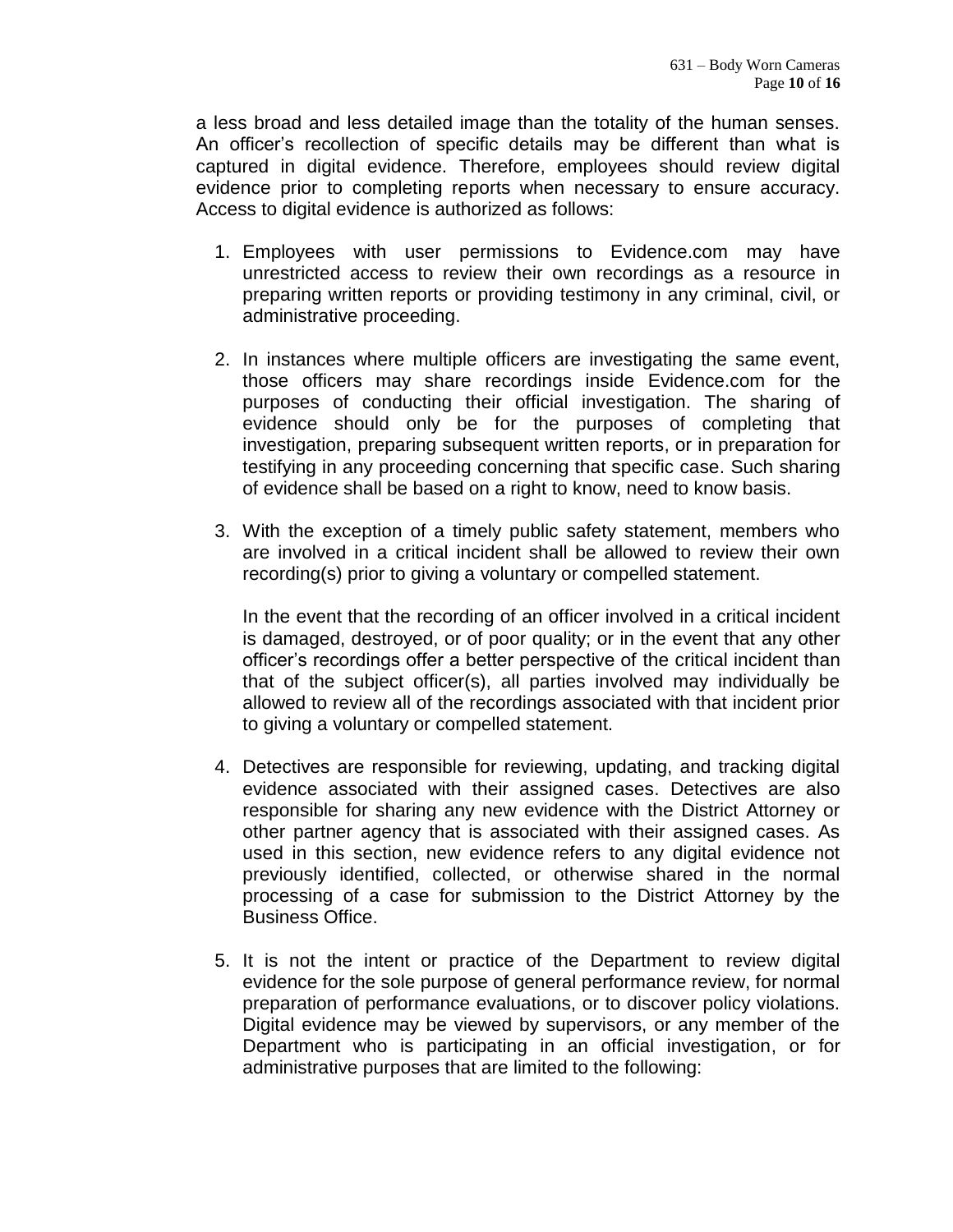a less broad and less detailed image than the totality of the human senses. An officer's recollection of specific details may be different than what is captured in digital evidence. Therefore, employees should review digital evidence prior to completing reports when necessary to ensure accuracy. Access to digital evidence is authorized as follows:

1. Employees with user permissions to Evidence.com may have unrestricted access to review their own recordings as a resource in preparing written reports or providing testimony in any criminal, civil, or administrative proceeding.

2. In instances where multiple officers are investigating the same event, those officers may share recordings inside Evidence.com for the purposes of conducting their official investigation. The sharing of evidence should only be for the purposes of completing that investigation, preparing subsequent written reports, or in preparation for testifying in any proceeding concerning that specific case. Such sharing of evidence shall be based on a right to know, need to know basis.

3. With the exception of a timely public safety statement, members who are involved in a critical incident shall be allowed to review their own recording(s) prior to giving a voluntary or compelled statement.

   In the event that the recording of an officer involved in a critical incident is damaged, destroyed, or of poor quality; or in the event that any other officer's recordings offer a better perspective of the critical incident than that of the subject officer(s), all parties involved may individually be allowed to review all of the recordings associated with that incident prior to giving a voluntary or compelled statement.

4. Detectives are responsible for reviewing, updating, and tracking digital evidence associated with their assigned cases. Detectives are also responsible for sharing any new evidence with the District Attorney or other partner agency that is associated with their assigned cases. As used in this section, new evidence refers to any digital evidence not previously identified, collected, or otherwise shared in the normal processing of a case for submission to the District Attorney by the Business Office.

5. It is not the intent or practice of the Department to review digital evidence for the sole purpose of general performance review, for normal preparation of performance evaluations, or to discover policy violations. Digital evidence may be viewed by supervisors, or any member of the Department who is participating in an official investigation, or for administrative purposes that are limited to the following: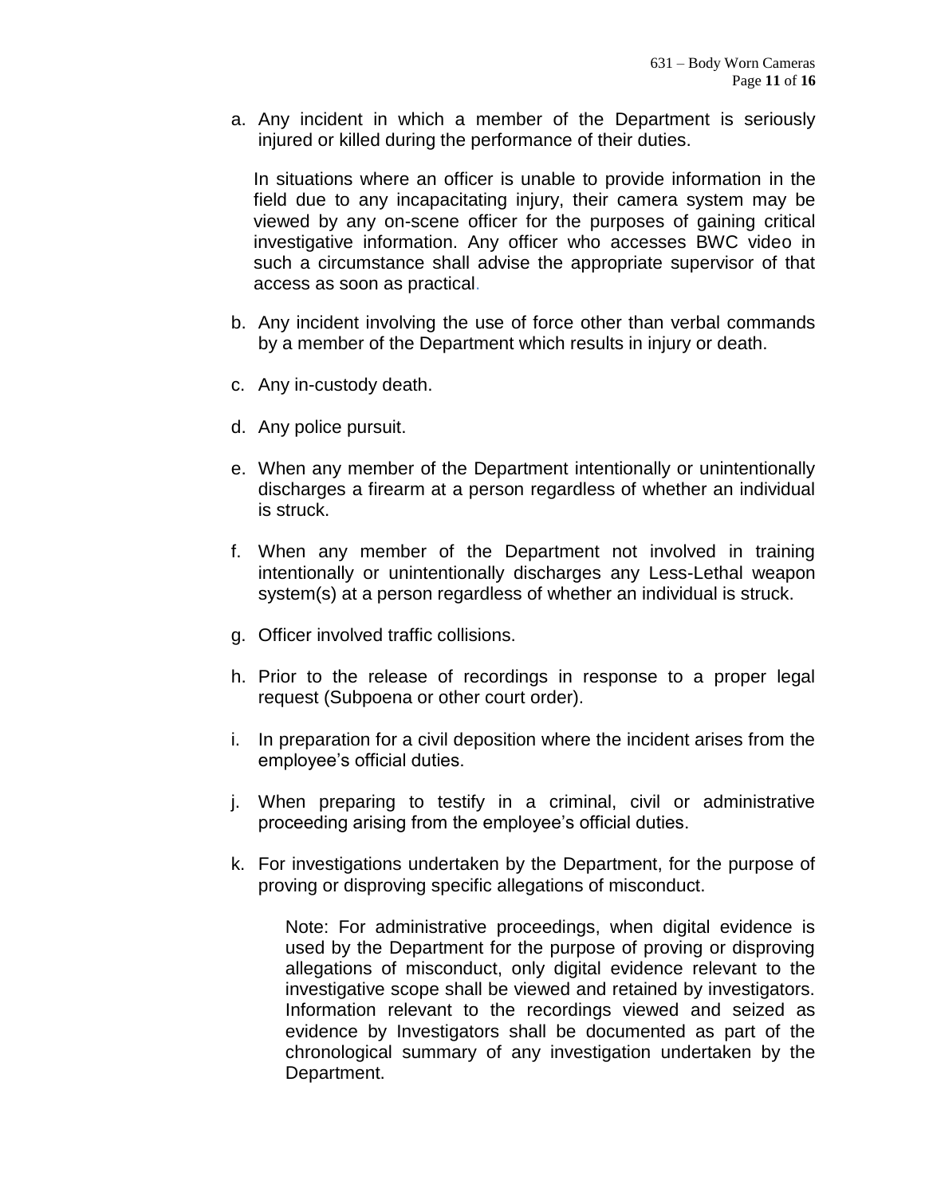a. Any incident in which a member of the Department is seriously injured or killed during the performance of their duties.

   In situations where an officer is unable to provide information in the field due to any incapacitating injury, their camera system may be viewed by any on-scene officer for the purposes of gaining critical investigative information. Any officer who accesses BWC video in such a circumstance shall advise the appropriate supervisor of that access as soon as practical.

b. Any incident involving the use of force other than verbal commands by a member of the Department which results in injury or death.

c. Any in-custody death.

d. Any police pursuit.

e. When any member of the Department intentionally or unintentionally discharges a firearm at a person regardless of whether an individual is struck.

f. When any member of the Department not involved in training intentionally or unintentionally discharges any Less-Lethal weapon system(s) at a person regardless of whether an individual is struck.

g. Officer involved traffic collisions.

h. Prior to the release of recordings in response to a proper legal request (Subpoena or other court order).

i. In preparation for a civil deposition where the incident arises from the employee's official duties.

j. When preparing to testify in a criminal, civil or administrative proceeding arising from the employee's official duties.

k. For investigations undertaken by the Department, for the purpose of proving or disproving specific allegations of misconduct.

   Note: For administrative proceedings, when digital evidence is used by the Department for the purpose of proving or disproving allegations of misconduct, only digital evidence relevant to the investigative scope shall be viewed and retained by investigators. Information relevant to the recordings viewed and seized as evidence by Investigators shall be documented as part of the chronological summary of any investigation undertaken by the Department.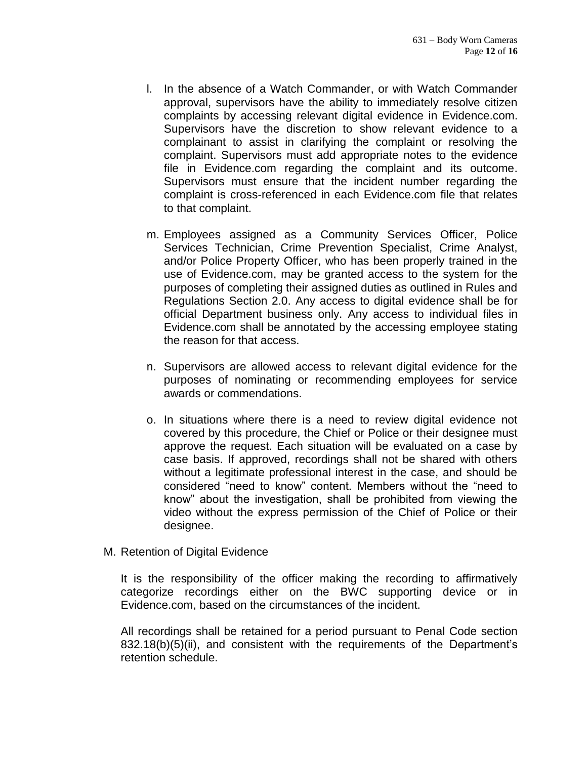l. In the absence of a Watch Commander, or with Watch Commander approval, supervisors have the ability to immediately resolve citizen complaints by accessing relevant digital evidence in Evidence.com. Supervisors have the discretion to show relevant evidence to a complainant to assist in clarifying the complaint or resolving the complaint. Supervisors must add appropriate notes to the evidence file in Evidence.com regarding the complaint and its outcome. Supervisors must ensure that the incident number regarding the complaint is cross-referenced in each Evidence.com file that relates to that complaint.

m. Employees assigned as a Community Services Officer, Police Services Technician, Crime Prevention Specialist, Crime Analyst, and/or Police Property Officer, who has been properly trained in the use of Evidence.com, may be granted access to the system for the purposes of completing their assigned duties as outlined in Rules and Regulations Section 2.0. Any access to digital evidence shall be for official Department business only. Any access to individual files in Evidence.com shall be annotated by the accessing employee stating the reason for that access.

n. Supervisors are allowed access to relevant digital evidence for the purposes of nominating or recommending employees for service awards or commendations.

o. In situations where there is a need to review digital evidence not covered by this procedure, the Chief or Police or their designee must approve the request. Each situation will be evaluated on a case by case basis. If approved, recordings shall not be shared with others without a legitimate professional interest in the case, and should be considered "need to know" content. Members without the "need to know" about the investigation, shall be prohibited from viewing the video without the express permission of the Chief of Police or their designee.

M. Retention of Digital Evidence

It is the responsibility of the officer making the recording to affirmatively categorize recordings either on the BWC supporting device or in Evidence.com, based on the circumstances of the incident.

All recordings shall be retained for a period pursuant to Penal Code section 832.18(b)(5)(ii), and consistent with the requirements of the Department's retention schedule.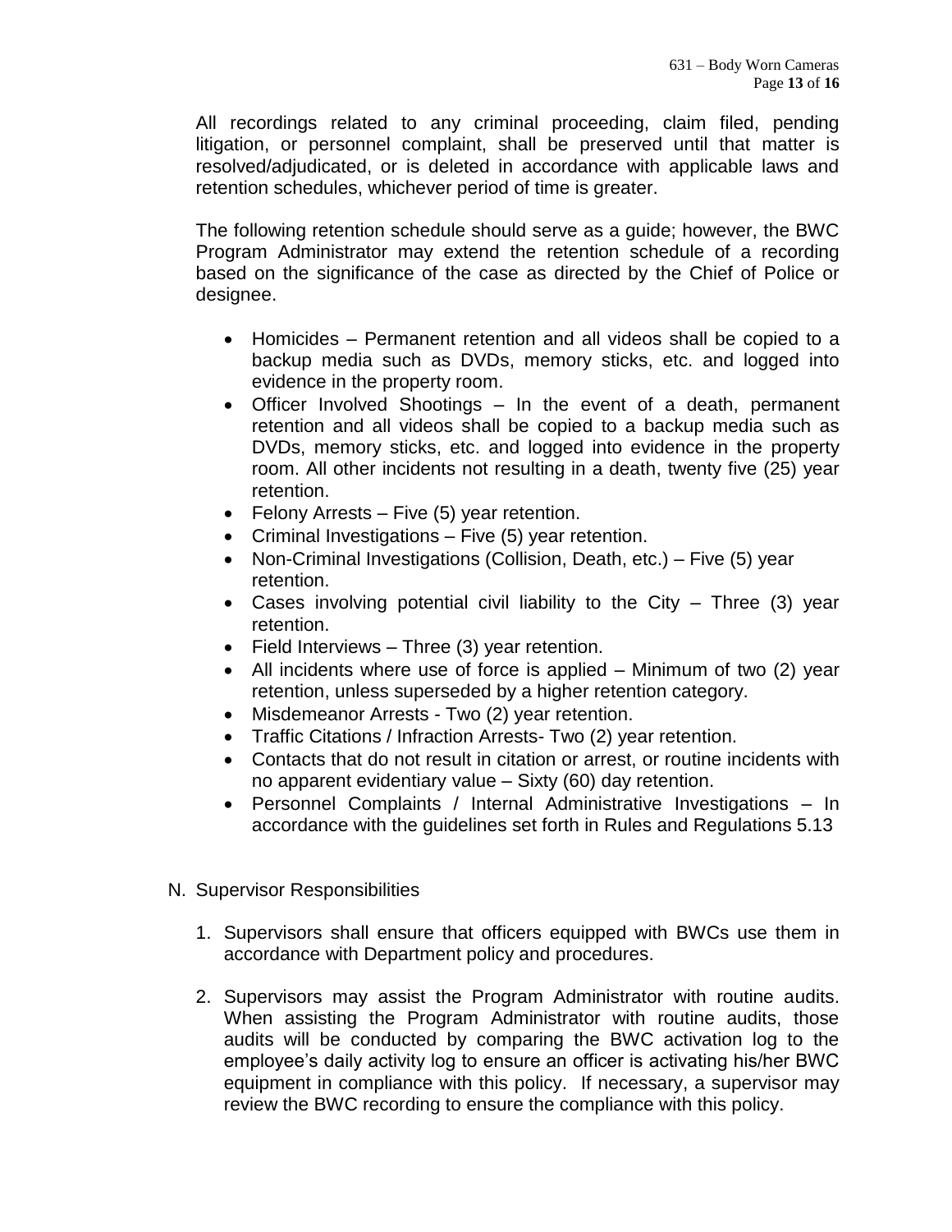All recordings related to any criminal proceeding, claim filed, pending litigation, or personnel complaint, shall be preserved until that matter is resolved/adjudicated, or is deleted in accordance with applicable laws and retention schedules, whichever period of time is greater.

The following retention schedule should serve as a guide; however, the BWC Program Administrator may extend the retention schedule of a recording based on the significance of the case as directed by the Chief of Police or designee.

- Homicides – Permanent retention and all videos shall be copied to a backup media such as DVDs, memory sticks, etc. and logged into evidence in the property room.
- Officer Involved Shootings – In the event of a death, permanent retention and all videos shall be copied to a backup media such as DVDs, memory sticks, etc. and logged into evidence in the property room. All other incidents not resulting in a death, twenty five (25) year retention.
- Felony Arrests – Five (5) year retention.
- Criminal Investigations – Five (5) year retention.
- Non-Criminal Investigations (Collision, Death, etc.) – Five (5) year retention.
- Cases involving potential civil liability to the City – Three (3) year retention.
- Field Interviews – Three (3) year retention.
- All incidents where use of force is applied – Minimum of two (2) year retention, unless superseded by a higher retention category.
- Misdemeanor Arrests - Two (2) year retention.
- Traffic Citations / Infraction Arrests- Two (2) year retention.
- Contacts that do not result in citation or arrest, or routine incidents with no apparent evidentiary value – Sixty (60) day retention.
- Personnel Complaints / Internal Administrative Investigations – In accordance with the guidelines set forth in Rules and Regulations 5.13

N. Supervisor Responsibilities

1. Supervisors shall ensure that officers equipped with BWCs use them in accordance with Department policy and procedures.

2. Supervisors may assist the Program Administrator with routine audits. When assisting the Program Administrator with routine audits, those audits will be conducted by comparing the BWC activation log to the employee's daily activity log to ensure an officer is activating his/her BWC equipment in compliance with this policy. If necessary, a supervisor may review the BWC recording to ensure the compliance with this policy.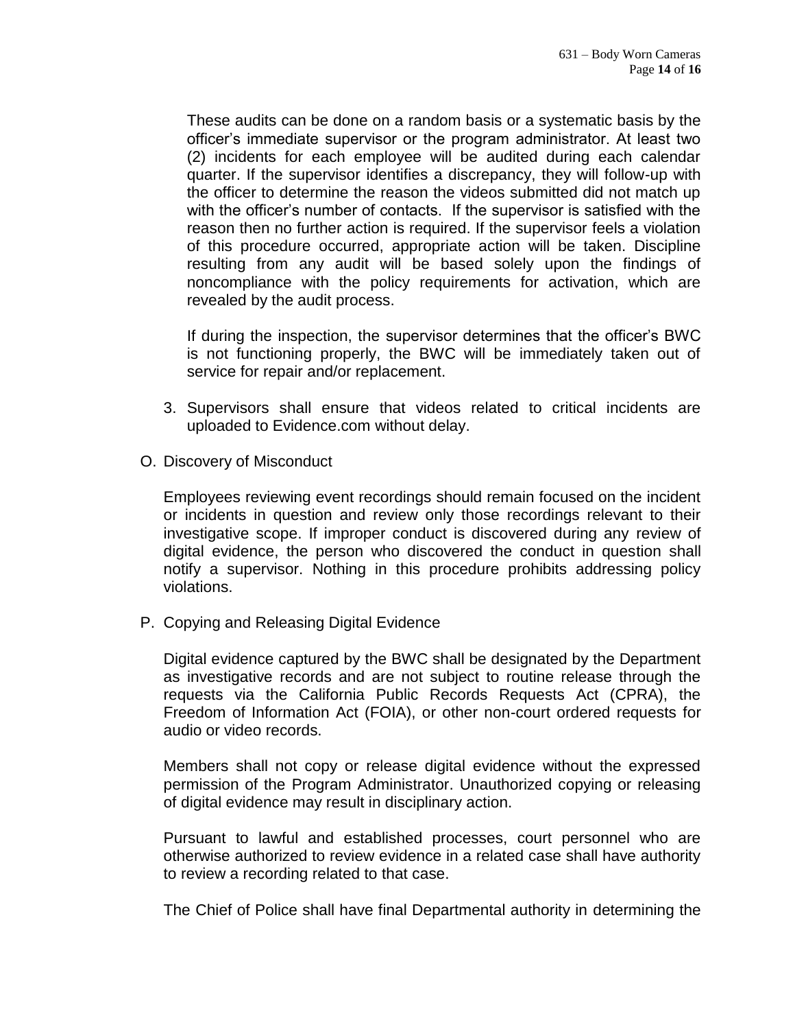These audits can be done on a random basis or a systematic basis by the officer's immediate supervisor or the program administrator. At least two (2) incidents for each employee will be audited during each calendar quarter. If the supervisor identifies a discrepancy, they will follow-up with the officer to determine the reason the videos submitted did not match up with the officer's number of contacts. If the supervisor is satisfied with the reason then no further action is required. If the supervisor feels a violation of this procedure occurred, appropriate action will be taken. Discipline resulting from any audit will be based solely upon the findings of noncompliance with the policy requirements for activation, which are revealed by the audit process.

If during the inspection, the supervisor determines that the officer's BWC is not functioning properly, the BWC will be immediately taken out of service for repair and/or replacement.

3. Supervisors shall ensure that videos related to critical incidents are uploaded to Evidence.com without delay.

O. Discovery of Misconduct

Employees reviewing event recordings should remain focused on the incident or incidents in question and review only those recordings relevant to their investigative scope. If improper conduct is discovered during any review of digital evidence, the person who discovered the conduct in question shall notify a supervisor. Nothing in this procedure prohibits addressing policy violations.

P. Copying and Releasing Digital Evidence

Digital evidence captured by the BWC shall be designated by the Department as investigative records and are not subject to routine release through the requests via the California Public Records Requests Act (CPRA), the Freedom of Information Act (FOIA), or other non-court ordered requests for audio or video records.

Members shall not copy or release digital evidence without the expressed permission of the Program Administrator. Unauthorized copying or releasing of digital evidence may result in disciplinary action.

Pursuant to lawful and established processes, court personnel who are otherwise authorized to review evidence in a related case shall have authority to review a recording related to that case.

The Chief of Police shall have final Departmental authority in determining the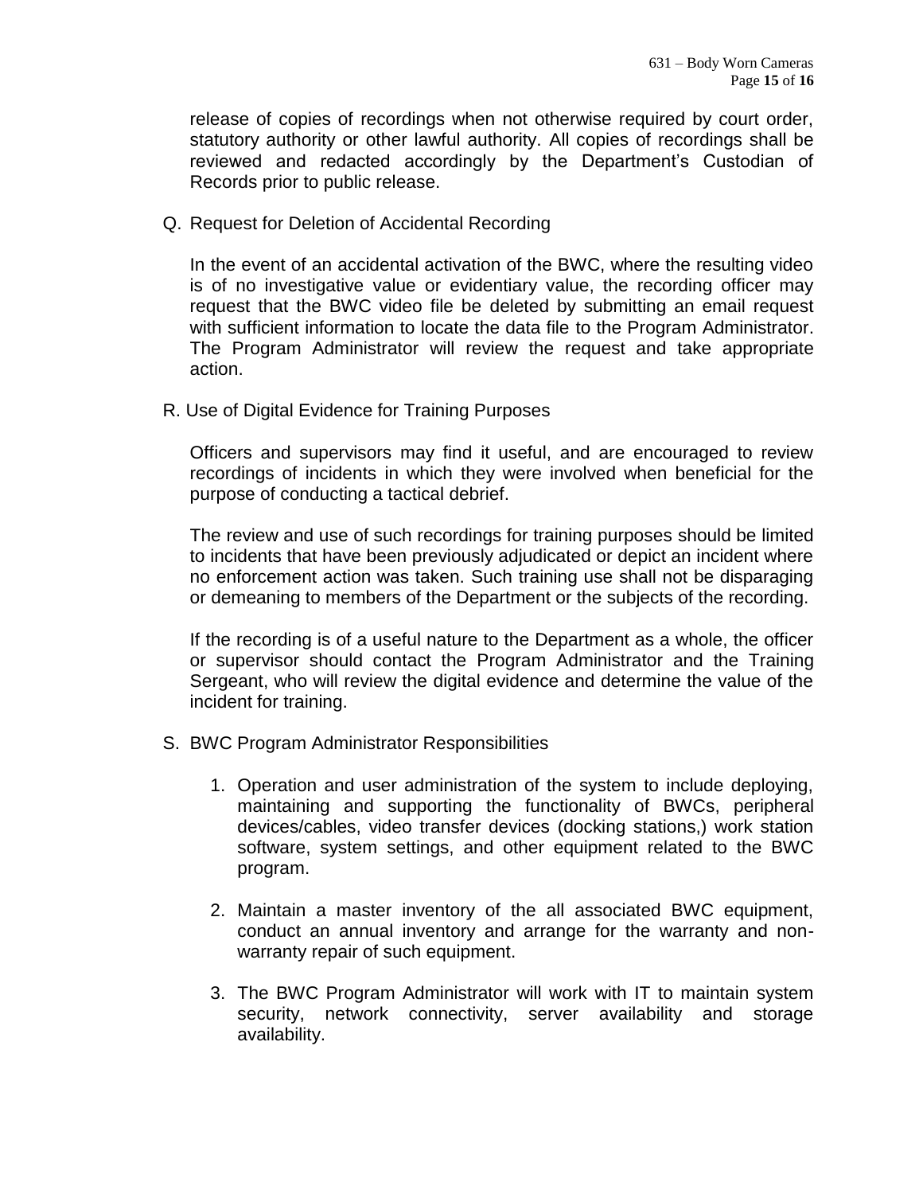release of copies of recordings when not otherwise required by court order, statutory authority or other lawful authority. All copies of recordings shall be reviewed and redacted accordingly by the Department's Custodian of Records prior to public release.

Q. Request for Deletion of Accidental Recording

In the event of an accidental activation of the BWC, where the resulting video is of no investigative value or evidentiary value, the recording officer may request that the BWC video file be deleted by submitting an email request with sufficient information to locate the data file to the Program Administrator. The Program Administrator will review the request and take appropriate action.

R. Use of Digital Evidence for Training Purposes

Officers and supervisors may find it useful, and are encouraged to review recordings of incidents in which they were involved when beneficial for the purpose of conducting a tactical debrief.

The review and use of such recordings for training purposes should be limited to incidents that have been previously adjudicated or depict an incident where no enforcement action was taken. Such training use shall not be disparaging or demeaning to members of the Department or the subjects of the recording.

If the recording is of a useful nature to the Department as a whole, the officer or supervisor should contact the Program Administrator and the Training Sergeant, who will review the digital evidence and determine the value of the incident for training.

S. BWC Program Administrator Responsibilities

1. Operation and user administration of the system to include deploying, maintaining and supporting the functionality of BWCs, peripheral devices/cables, video transfer devices (docking stations,) work station software, system settings, and other equipment related to the BWC program.

2. Maintain a master inventory of the all associated BWC equipment, conduct an annual inventory and arrange for the warranty and non-warranty repair of such equipment.

3. The BWC Program Administrator will work with IT to maintain system security, network connectivity, server availability and storage availability.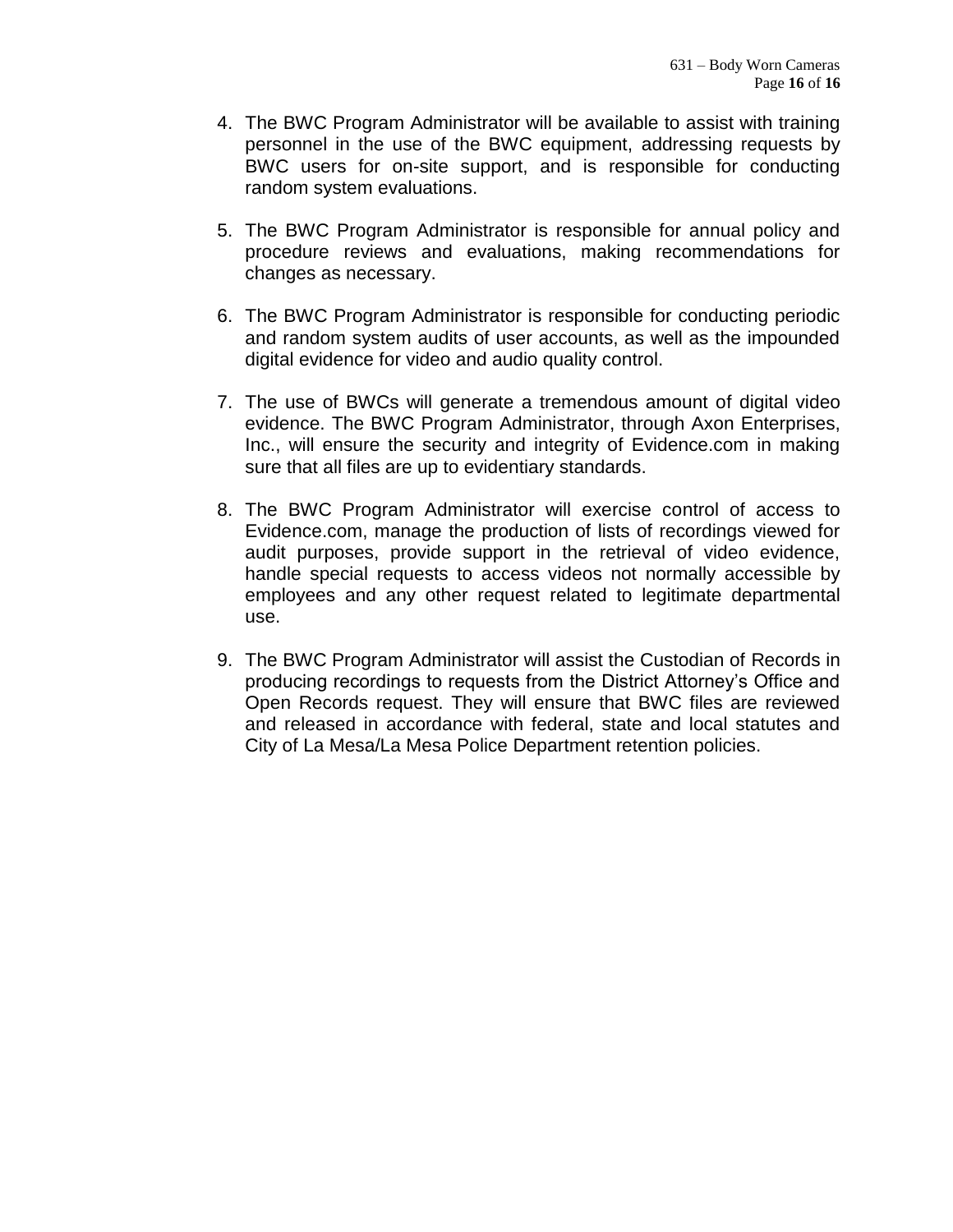4. The BWC Program Administrator will be available to assist with training personnel in the use of the BWC equipment, addressing requests by BWC users for on-site support, and is responsible for conducting random system evaluations.

5. The BWC Program Administrator is responsible for annual policy and procedure reviews and evaluations, making recommendations for changes as necessary.

6. The BWC Program Administrator is responsible for conducting periodic and random system audits of user accounts, as well as the impounded digital evidence for video and audio quality control.

7. The use of BWCs will generate a tremendous amount of digital video evidence. The BWC Program Administrator, through Axon Enterprises, Inc., will ensure the security and integrity of Evidence.com in making sure that all files are up to evidentiary standards.

8. The BWC Program Administrator will exercise control of access to Evidence.com, manage the production of lists of recordings viewed for audit purposes, provide support in the retrieval of video evidence, handle special requests to access videos not normally accessible by employees and any other request related to legitimate departmental use.

9. The BWC Program Administrator will assist the Custodian of Records in producing recordings to requests from the District Attorney's Office and Open Records request. They will ensure that BWC files are reviewed and released in accordance with federal, state and local statutes and City of La Mesa/La Mesa Police Department retention policies.